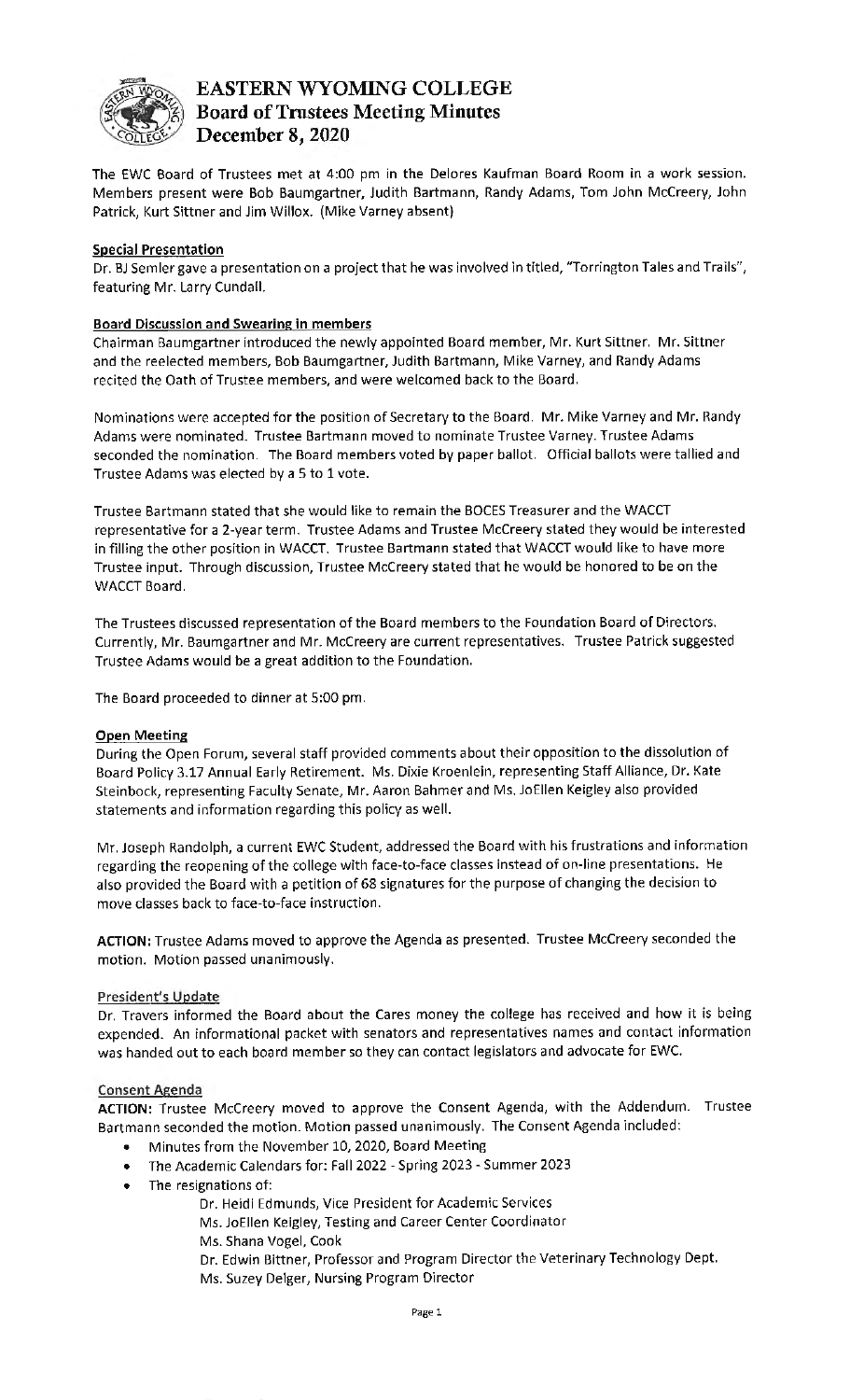# EASTERN WYOMING COLLEGE
## Board of Trustees Meeting Minutes
## December 8, 2020

The EWC Board of Trustees met at 4:00 pm in the Delores Kaufman Board Room in a work session. Members present were Bob Baumgartner, Judith Bartmann, Randy Adams, Tom John McCreery, John Patrick, Kurt Sittner and Jim Willox. (Mike Varney absent)

**Special Presentation**

Dr. BJ Semler gave a presentation on a project that he was involved in titled, "Torrington Tales and Trails", featuring Mr. Larry Cundall.

**Board Discussion and Swearing in members**

Chairman Baumgartner introduced the newly appointed Board member, Mr. Kurt Sittner. Mr. Sittner and the reelected members, Bob Baumgartner, Judith Bartmann, Mike Varney, and Randy Adams recited the Oath of Trustee members, and were welcomed back to the Board.

Nominations were accepted for the position of Secretary to the Board. Mr. Mike Varney and Mr. Randy Adams were nominated. Trustee Bartmann moved to nominate Trustee Varney. Trustee Adams seconded the nomination. The Board members voted by paper ballot. Official ballots were tallied and Trustee Adams was elected by a 5 to 1 vote.

Trustee Bartmann stated that she would like to remain the BOCES Treasurer and the WACCT representative for a 2-year term. Trustee Adams and Trustee McCreery stated they would be interested in filling the other position in WACCT. Trustee Bartmann stated that WACCT would like to have more Trustee input. Through discussion, Trustee McCreery stated that he would be honored to be on the WACCT Board.

The Trustees discussed representation of the Board members to the Foundation Board of Directors. Currently, Mr. Baumgartner and Mr. McCreery are current representatives. Trustee Patrick suggested Trustee Adams would be a great addition to the Foundation.

The Board proceeded to dinner at 5:00 pm.

**Open Meeting**

During the Open Forum, several staff provided comments about their opposition to the dissolution of Board Policy 3.17 Annual Early Retirement. Ms. Dixie Kroenlein, representing Staff Alliance, Dr. Kate Steinbock, representing Faculty Senate, Mr. Aaron Bahmer and Ms. JoEllen Keigley also provided statements and information regarding this policy as well.

Mr. Joseph Randolph, a current EWC Student, addressed the Board with his frustrations and information regarding the reopening of the college with face-to-face classes instead of on-line presentations. He also provided the Board with a petition of 68 signatures for the purpose of changing the decision to move classes back to face-to-face instruction.

**ACTION:** Trustee Adams moved to approve the Agenda as presented. Trustee McCreery seconded the motion. Motion passed unanimously.

**President's Update**

Dr. Travers informed the Board about the Cares money the college has received and how it is being expended. An informational packet with senators and representatives names and contact information was handed out to each board member so they can contact legislators and advocate for EWC.

**Consent Agenda**

**ACTION:** Trustee McCreery moved to approve the Consent Agenda, with the Addendum. Trustee Bartmann seconded the motion. Motion passed unanimously. The Consent Agenda included:

- Minutes from the November 10, 2020, Board Meeting
- The Academic Calendars for: Fall 2022 - Spring 2023 - Summer 2023
- The resignations of:
  - Dr. Heidi Edmunds, Vice President for Academic Services
  - Ms. JoEllen Keigley, Testing and Career Center Coordinator
  - Ms. Shana Vogel, Cook
  - Dr. Edwin Bittner, Professor and Program Director the Veterinary Technology Dept.
  - Ms. Suzey Delger, Nursing Program Director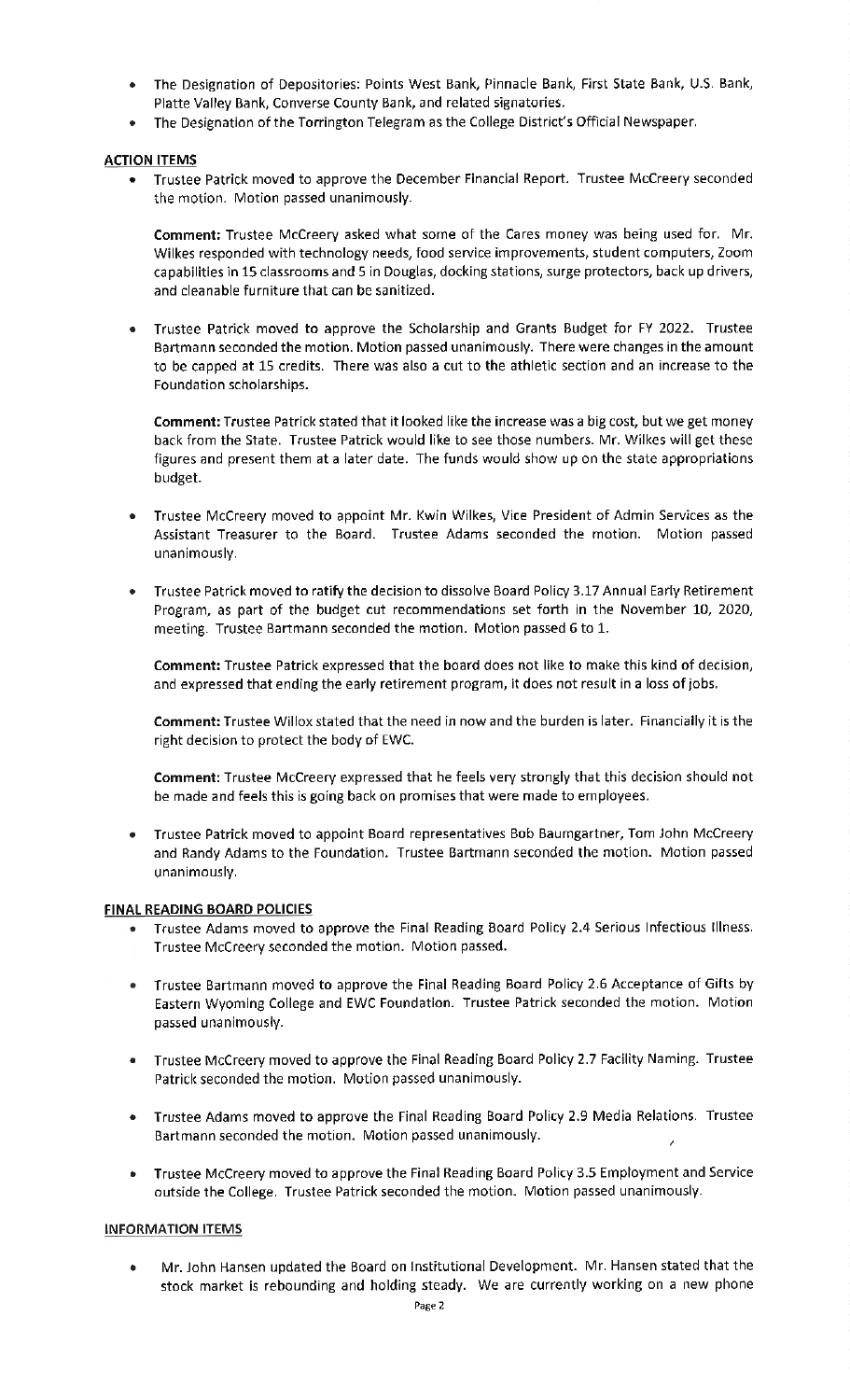- The Designation of Depositories: Points West Bank, Pinnacle Bank, First State Bank, U.S. Bank, Platte Valley Bank, Converse County Bank, and related signatories.
- The Designation of the Torrington Telegram as the College District's Official Newspaper.

**ACTION ITEMS**

- Trustee Patrick moved to approve the December Financial Report. Trustee McCreery seconded the motion. Motion passed unanimously.

  **Comment:** Trustee McCreery asked what some of the Cares money was being used for. Mr. Wilkes responded with technology needs, food service improvements, student computers, Zoom capabilities in 15 classrooms and 5 in Douglas, docking stations, surge protectors, back up drivers, and cleanable furniture that can be sanitized.

- Trustee Patrick moved to approve the Scholarship and Grants Budget for FY 2022. Trustee Bartmann seconded the motion. Motion passed unanimously. There were changes in the amount to be capped at 15 credits. There was also a cut to the athletic section and an increase to the Foundation scholarships.

  **Comment:** Trustee Patrick stated that it looked like the increase was a big cost, but we get money back from the State. Trustee Patrick would like to see those numbers. Mr. Wilkes will get these figures and present them at a later date. The funds would show up on the state appropriations budget.

- Trustee McCreery moved to appoint Mr. Kwin Wilkes, Vice President of Admin Services as the Assistant Treasurer to the Board. Trustee Adams seconded the motion. Motion passed unanimously.

- Trustee Patrick moved to ratify the decision to dissolve Board Policy 3.17 Annual Early Retirement Program, as part of the budget cut recommendations set forth in the November 10, 2020, meeting. Trustee Bartmann seconded the motion. Motion passed 6 to 1.

  **Comment:** Trustee Patrick expressed that the board does not like to make this kind of decision, and expressed that ending the early retirement program, it does not result in a loss of jobs.

  **Comment:** Trustee Willox stated that the need in now and the burden is later. Financially it is the right decision to protect the body of EWC.

  **Comment:** Trustee McCreery expressed that he feels very strongly that this decision should not be made and feels this is going back on promises that were made to employees.

- Trustee Patrick moved to appoint Board representatives Bob Baumgartner, Tom John McCreery and Randy Adams to the Foundation. Trustee Bartmann seconded the motion. Motion passed unanimously.

**FINAL READING BOARD POLICIES**

- Trustee Adams moved to approve the Final Reading Board Policy 2.4 Serious Infectious Illness. Trustee McCreery seconded the motion. Motion passed.

- Trustee Bartmann moved to approve the Final Reading Board Policy 2.6 Acceptance of Gifts by Eastern Wyoming College and EWC Foundation. Trustee Patrick seconded the motion. Motion passed unanimously.

- Trustee McCreery moved to approve the Final Reading Board Policy 2.7 Facility Naming. Trustee Patrick seconded the motion. Motion passed unanimously.

- Trustee Adams moved to approve the Final Reading Board Policy 2.9 Media Relations. Trustee Bartmann seconded the motion. Motion passed unanimously.

- Trustee McCreery moved to approve the Final Reading Board Policy 3.5 Employment and Service outside the College. Trustee Patrick seconded the motion. Motion passed unanimously.

**INFORMATION ITEMS**

- Mr. John Hansen updated the Board on Institutional Development. Mr. Hansen stated that the stock market is rebounding and holding steady. We are currently working on a new phone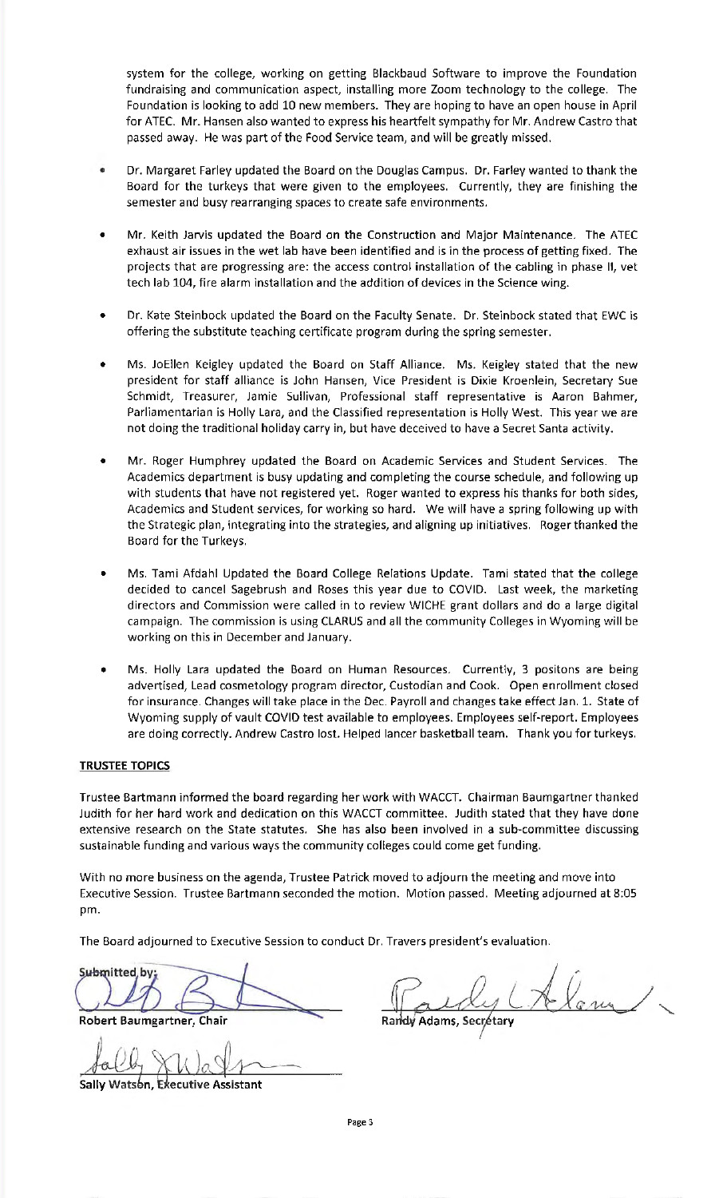system for the college, working on getting Blackbaud Software to improve the Foundation fundraising and communication aspect, installing more Zoom technology to the college. The Foundation is looking to add 10 new members. They are hoping to have an open house in April for ATEC. Mr. Hansen also wanted to express his heartfelt sympathy for Mr. Andrew Castro that passed away. He was part of the Food Service team, and will be greatly missed.

- Dr. Margaret Farley updated the Board on the Douglas Campus. Dr. Farley wanted to thank the Board for the turkeys that were given to the employees. Currently, they are finishing the semester and busy rearranging spaces to create safe environments.

- Mr. Keith Jarvis updated the Board on the Construction and Major Maintenance. The ATEC exhaust air issues in the wet lab have been identified and is in the process of getting fixed. The projects that are progressing are: the access control installation of the cabling in phase II, vet tech lab 104, fire alarm installation and the addition of devices in the Science wing.

- Dr. Kate Steinbock updated the Board on the Faculty Senate. Dr. Steinbock stated that EWC is offering the substitute teaching certificate program during the spring semester.

- Ms. JoEllen Keigley updated the Board on Staff Alliance. Ms. Keigley stated that the new president for staff alliance is John Hansen, Vice President is Dixie Kroenlein, Secretary Sue Schmidt, Treasurer, Jamie Sullivan, Professional staff representative is Aaron Bahmer, Parliamentarian is Holly Lara, and the Classified representation is Holly West. This year we are not doing the traditional holiday carry in, but have deceived to have a Secret Santa activity.

- Mr. Roger Humphrey updated the Board on Academic Services and Student Services. The Academics department is busy updating and completing the course schedule, and following up with students that have not registered yet. Roger wanted to express his thanks for both sides, Academics and Student services, for working so hard. We will have a spring following up with the Strategic plan, integrating into the strategies, and aligning up initiatives. Roger thanked the Board for the Turkeys.

- Ms. Tami Afdahl Updated the Board College Relations Update. Tami stated that the college decided to cancel Sagebrush and Roses this year due to COVID. Last week, the marketing directors and Commission were called in to review WICHE grant dollars and do a large digital campaign. The commission is using CLARUS and all the community Colleges in Wyoming will be working on this in December and January.

- Ms. Holly Lara updated the Board on Human Resources. Currently, 3 positons are being advertised, Lead cosmetology program director, Custodian and Cook. Open enrollment closed for insurance. Changes will take place in the Dec. Payroll and changes take effect Jan. 1. State of Wyoming supply of vault COVID test available to employees. Employees self-report. Employees are doing correctly. Andrew Castro lost. Helped lancer basketball team. Thank you for turkeys.

**TRUSTEE TOPICS**

Trustee Bartmann informed the board regarding her work with WACCT. Chairman Baumgartner thanked Judith for her hard work and dedication on this WACCT committee. Judith stated that they have done extensive research on the State statutes. She has also been involved in a sub-committee discussing sustainable funding and various ways the community colleges could come get funding.

With no more business on the agenda, Trustee Patrick moved to adjourn the meeting and move into Executive Session. Trustee Bartmann seconded the motion. Motion passed. Meeting adjourned at 8:05 pm.

The Board adjourned to Executive Session to conduct Dr. Travers president's evaluation.

Submitted by:

Robert Baumgartner, Chair

Randy Adams, Secretary

Sally Watson, Executive Assistant